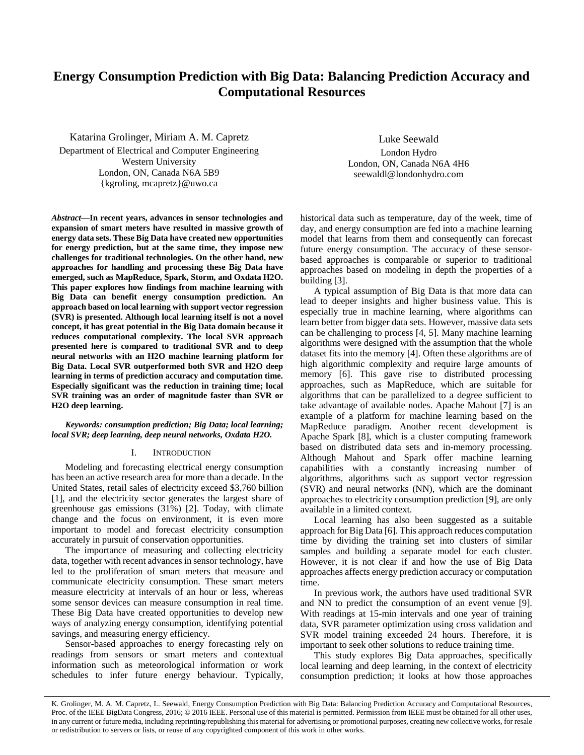# Energy Consumption Prediction with Big Data: Balancing Prediction Accuracy and Computational Resources

Katarina Grolinger, Miriam A. M. Capretz
Department of Electrical and Computer Engineering
Western University
London, ON, Canada N6A 5B9
{kgroling, mcapretz}@uwo.ca

Luke Seewald
London Hydro
London, ON, Canada N6A 4H6
seewaldl@londonhydro.com

***Abstract*—In recent years, advances in sensor technologies and expansion of smart meters have resulted in massive growth of energy data sets. These Big Data have created new opportunities for energy prediction, but at the same time, they impose new challenges for traditional technologies. On the other hand, new approaches for handling and processing these Big Data have emerged, such as MapReduce, Spark, Storm, and Oxdata H2O. This paper explores how findings from machine learning with Big Data can benefit energy consumption prediction. An approach based on local learning with support vector regression (SVR) is presented. Although local learning itself is not a novel concept, it has great potential in the Big Data domain because it reduces computational complexity. The local SVR approach presented here is compared to traditional SVR and to deep neural networks with an H2O machine learning platform for Big Data. Local SVR outperformed both SVR and H2O deep learning in terms of prediction accuracy and computation time. Especially significant was the reduction in training time; local SVR training was an order of magnitude faster than SVR or H2O deep learning.**

***Keywords: consumption prediction; Big Data; local learning; local SVR; deep learning, deep neural networks, Oxdata H2O.***

## I. Introduction

Modeling and forecasting electrical energy consumption has been an active research area for more than a decade. In the United States, retail sales of electricity exceed $3,760 billion [1], and the electricity sector generates the largest share of greenhouse gas emissions (31%) [2]. Today, with climate change and the focus on environment, it is even more important to model and forecast electricity consumption accurately in pursuit of conservation opportunities.

The importance of measuring and collecting electricity data, together with recent advances in sensor technology, have led to the proliferation of smart meters that measure and communicate electricity consumption. These smart meters measure electricity at intervals of an hour or less, whereas some sensor devices can measure consumption in real time. These Big Data have created opportunities to develop new ways of analyzing energy consumption, identifying potential savings, and measuring energy efficiency.

Sensor-based approaches to energy forecasting rely on readings from sensors or smart meters and contextual information such as meteorological information or work schedules to infer future energy behaviour. Typically, historical data such as temperature, day of the week, time of day, and energy consumption are fed into a machine learning model that learns from them and consequently can forecast future energy consumption. The accuracy of these sensor-based approaches is comparable or superior to traditional approaches based on modeling in depth the properties of a building [3].

A typical assumption of Big Data is that more data can lead to deeper insights and higher business value. This is especially true in machine learning, where algorithms can learn better from bigger data sets. However, massive data sets can be challenging to process [4, 5]. Many machine learning algorithms were designed with the assumption that the whole dataset fits into the memory [4]. Often these algorithms are of high algorithmic complexity and require large amounts of memory [6]. This gave rise to distributed processing approaches, such as MapReduce, which are suitable for algorithms that can be parallelized to a degree sufficient to take advantage of available nodes. Apache Mahout [7] is an example of a platform for machine learning based on the MapReduce paradigm. Another recent development is Apache Spark [8], which is a cluster computing framework based on distributed data sets and in-memory processing. Although Mahout and Spark offer machine learning capabilities with a constantly increasing number of algorithms, algorithms such as support vector regression (SVR) and neural networks (NN), which are the dominant approaches to electricity consumption prediction [9], are only available in a limited context.

Local learning has also been suggested as a suitable approach for Big Data [6]. This approach reduces computation time by dividing the training set into clusters of similar samples and building a separate model for each cluster. However, it is not clear if and how the use of Big Data approaches affects energy prediction accuracy or computation time.

In previous work, the authors have used traditional SVR and NN to predict the consumption of an event venue [9]. With readings at 15-min intervals and one year of training data, SVR parameter optimization using cross validation and SVR model training exceeded 24 hours. Therefore, it is important to seek other solutions to reduce training time.

This study explores Big Data approaches, specifically local learning and deep learning, in the context of electricity consumption prediction; it looks at how those approaches

K. Grolinger, M. A. M. Capretz, L. Seewald, Energy Consumption Prediction with Big Data: Balancing Prediction Accuracy and Computational Resources, Proc. of the IEEE BigData Congress, 2016; © 2016 IEEE. Personal use of this material is permitted. Permission from IEEE must be obtained for all other uses, in any current or future media, including reprinting/republishing this material for advertising or promotional purposes, creating new collective works, for resale or redistribution to servers or lists, or reuse of any copyrighted component of this work in other works.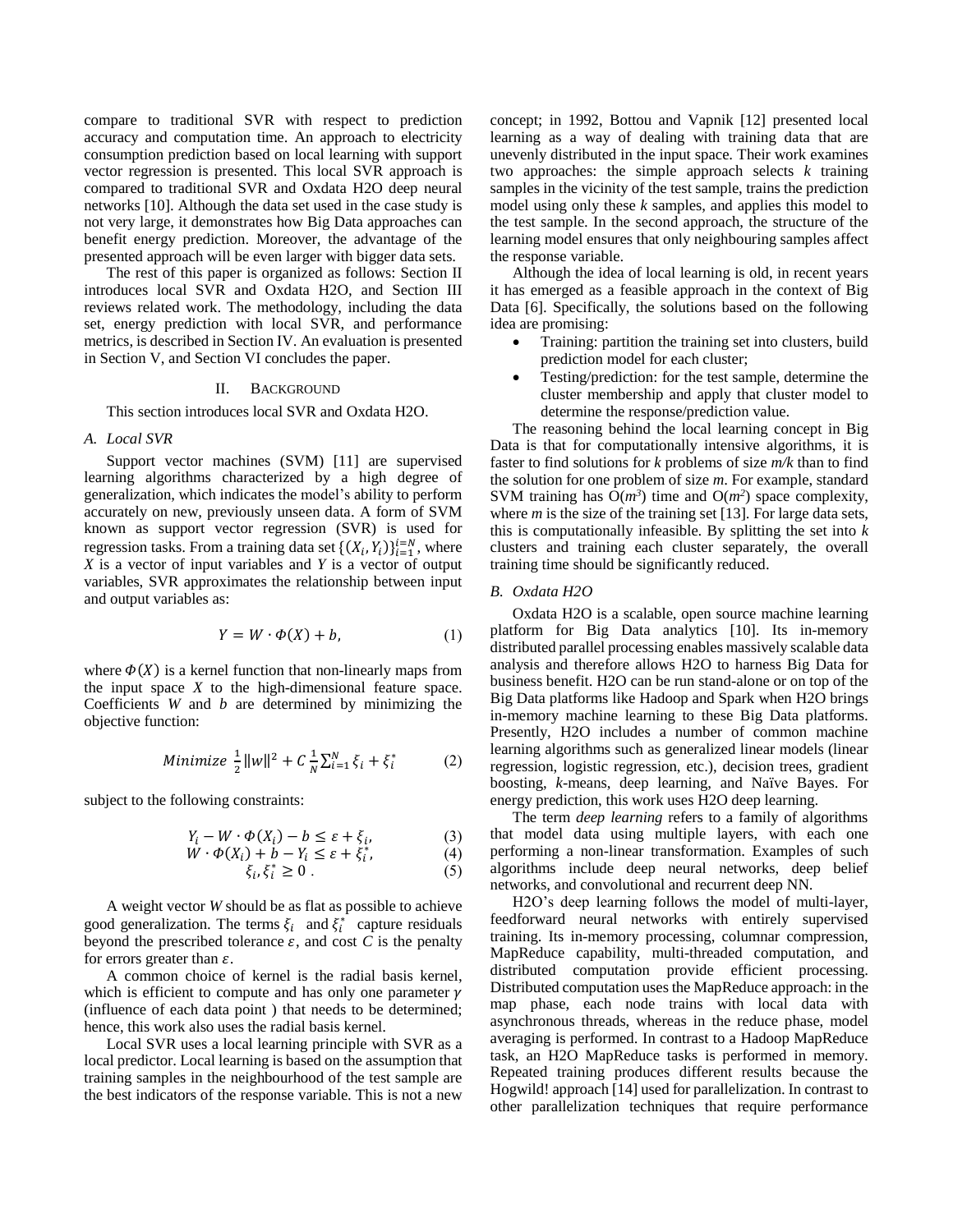compare to traditional SVR with respect to prediction accuracy and computation time. An approach to electricity consumption prediction based on local learning with support vector regression is presented. This local SVR approach is compared to traditional SVR and Oxdata H2O deep neural networks [10]. Although the data set used in the case study is not very large, it demonstrates how Big Data approaches can benefit energy prediction. Moreover, the advantage of the presented approach will be even larger with bigger data sets.

The rest of this paper is organized as follows: Section II introduces local SVR and Oxdata H2O, and Section III reviews related work. The methodology, including the data set, energy prediction with local SVR, and performance metrics, is described in Section IV. An evaluation is presented in Section V, and Section VI concludes the paper.

## II. Background

This section introduces local SVR and Oxdata H2O.

### A. Local SVR

Support vector machines (SVM) [11] are supervised learning algorithms characterized by a high degree of generalization, which indicates the model's ability to perform accurately on new, previously unseen data. A form of SVM known as support vector regression (SVR) is used for regression tasks. From a training data set $\{(X_i, Y_i)\}_{i=1}^{i=N}$, where $X$ is a vector of input variables and $Y$ is a vector of output variables, SVR approximates the relationship between input and output variables as:

$$Y = W \cdot \Phi(X) + b, \tag{1}$$

where $\Phi(X)$ is a kernel function that non-linearly maps from the input space $X$ to the high-dimensional feature space. Coefficients $W$ and $b$ are determined by minimizing the objective function:

$$Minimize \ \frac{1}{2}\|w\|^2 + C\,\frac{1}{N}\sum_{i=1}^{N} \xi_i + \xi_i^* \tag{2}$$

subject to the following constraints:

$$Y_i - W \cdot \Phi(X_i) - b \leq \varepsilon + \xi_i, \tag{3}$$

$$W \cdot \Phi(X_i) + b - Y_i \leq \varepsilon + \xi_i^*, \tag{4}$$

$$\xi_i, \xi_i^* \geq 0 \ . \tag{5}$$

A weight vector $W$ should be as flat as possible to achieve good generalization. The terms $\xi_i$ and $\xi_i^*$ capture residuals beyond the prescribed tolerance $\varepsilon$, and cost $C$ is the penalty for errors greater than $\varepsilon$.

A common choice of kernel is the radial basis kernel, which is efficient to compute and has only one parameter $\gamma$ (influence of each data point ) that needs to be determined; hence, this work also uses the radial basis kernel.

Local SVR uses a local learning principle with SVR as a local predictor. Local learning is based on the assumption that training samples in the neighbourhood of the test sample are the best indicators of the response variable. This is not a new concept; in 1992, Bottou and Vapnik [12] presented local learning as a way of dealing with training data that are unevenly distributed in the input space. Their work examines two approaches: the simple approach selects *k* training samples in the vicinity of the test sample, trains the prediction model using only these *k* samples, and applies this model to the test sample. In the second approach, the structure of the learning model ensures that only neighbouring samples affect the response variable.

Although the idea of local learning is old, in recent years it has emerged as a feasible approach in the context of Big Data [6]. Specifically, the solutions based on the following idea are promising:

- Training: partition the training set into clusters, build prediction model for each cluster;
- Testing/prediction: for the test sample, determine the cluster membership and apply that cluster model to determine the response/prediction value.

The reasoning behind the local learning concept in Big Data is that for computationally intensive algorithms, it is faster to find solutions for *k* problems of size *m/k* than to find the solution for one problem of size *m*. For example, standard SVM training has $O(m^3)$ time and $O(m^2)$ space complexity, where *m* is the size of the training set [13]. For large data sets, this is computationally infeasible. By splitting the set into *k* clusters and training each cluster separately, the overall training time should be significantly reduced.

### B. Oxdata H2O

Oxdata H2O is a scalable, open source machine learning platform for Big Data analytics [10]. Its in-memory distributed parallel processing enables massively scalable data analysis and therefore allows H2O to harness Big Data for business benefit. H2O can be run stand-alone or on top of the Big Data platforms like Hadoop and Spark when H2O brings in-memory machine learning to these Big Data platforms. Presently, H2O includes a number of common machine learning algorithms such as generalized linear models (linear regression, logistic regression, etc.), decision trees, gradient boosting, *k*-means, deep learning, and Naïve Bayes. For energy prediction, this work uses H2O deep learning.

The term *deep learning* refers to a family of algorithms that model data using multiple layers, with each one performing a non-linear transformation. Examples of such algorithms include deep neural networks, deep belief networks, and convolutional and recurrent deep NN.

H2O's deep learning follows the model of multi-layer, feedforward neural networks with entirely supervised training. Its in-memory processing, columnar compression, MapReduce capability, multi-threaded computation, and distributed computation provide efficient processing. Distributed computation uses the MapReduce approach: in the map phase, each node trains with local data with asynchronous threads, whereas in the reduce phase, model averaging is performed. In contrast to a Hadoop MapReduce task, an H2O MapReduce tasks is performed in memory. Repeated training produces different results because the Hogwild! approach [14] used for parallelization. In contrast to other parallelization techniques that require performance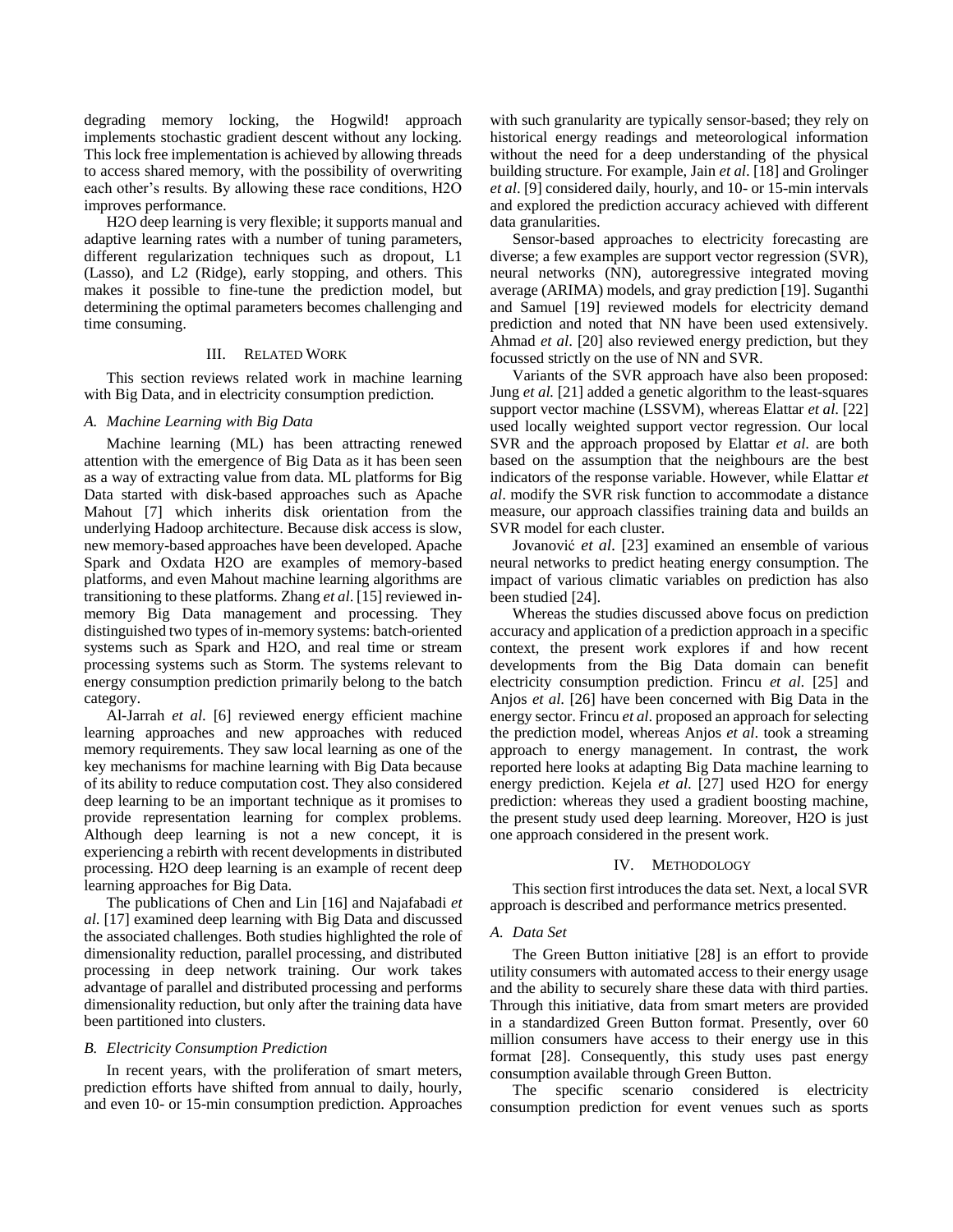degrading memory locking, the Hogwild! approach implements stochastic gradient descent without any locking. This lock free implementation is achieved by allowing threads to access shared memory, with the possibility of overwriting each other's results. By allowing these race conditions, H2O improves performance.

H2O deep learning is very flexible; it supports manual and adaptive learning rates with a number of tuning parameters, different regularization techniques such as dropout, L1 (Lasso), and L2 (Ridge), early stopping, and others. This makes it possible to fine-tune the prediction model, but determining the optimal parameters becomes challenging and time consuming.

## III. Related Work

This section reviews related work in machine learning with Big Data, and in electricity consumption prediction.

### A. Machine Learning with Big Data

Machine learning (ML) has been attracting renewed attention with the emergence of Big Data as it has been seen as a way of extracting value from data. ML platforms for Big Data started with disk-based approaches such as Apache Mahout [7] which inherits disk orientation from the underlying Hadoop architecture. Because disk access is slow, new memory-based approaches have been developed. Apache Spark and Oxdata H2O are examples of memory-based platforms, and even Mahout machine learning algorithms are transitioning to these platforms. Zhang *et al*. [15] reviewed in-memory Big Data management and processing. They distinguished two types of in-memory systems: batch-oriented systems such as Spark and H2O, and real time or stream processing systems such as Storm. The systems relevant to energy consumption prediction primarily belong to the batch category.

Al-Jarrah *et al.* [6] reviewed energy efficient machine learning approaches and new approaches with reduced memory requirements. They saw local learning as one of the key mechanisms for machine learning with Big Data because of its ability to reduce computation cost. They also considered deep learning to be an important technique as it promises to provide representation learning for complex problems. Although deep learning is not a new concept, it is experiencing a rebirth with recent developments in distributed processing. H2O deep learning is an example of recent deep learning approaches for Big Data.

The publications of Chen and Lin [16] and Najafabadi *et al.* [17] examined deep learning with Big Data and discussed the associated challenges. Both studies highlighted the role of dimensionality reduction, parallel processing, and distributed processing in deep network training. Our work takes advantage of parallel and distributed processing and performs dimensionality reduction, but only after the training data have been partitioned into clusters.

### B. Electricity Consumption Prediction

In recent years, with the proliferation of smart meters, prediction efforts have shifted from annual to daily, hourly, and even 10- or 15-min consumption prediction. Approaches with such granularity are typically sensor-based; they rely on historical energy readings and meteorological information without the need for a deep understanding of the physical building structure. For example, Jain *et al*. [18] and Grolinger *et al*. [9] considered daily, hourly, and 10- or 15-min intervals and explored the prediction accuracy achieved with different data granularities.

Sensor-based approaches to electricity forecasting are diverse; a few examples are support vector regression (SVR), neural networks (NN), autoregressive integrated moving average (ARIMA) models, and gray prediction [19]. Suganthi and Samuel [19] reviewed models for electricity demand prediction and noted that NN have been used extensively. Ahmad *et al*. [20] also reviewed energy prediction, but they focussed strictly on the use of NN and SVR.

Variants of the SVR approach have also been proposed: Jung *et al.* [21] added a genetic algorithm to the least-squares support vector machine (LSSVM), whereas Elattar *et al*. [22] used locally weighted support vector regression. Our local SVR and the approach proposed by Elattar *et al*. are both based on the assumption that the neighbours are the best indicators of the response variable. However, while Elattar *et al*. modify the SVR risk function to accommodate a distance measure, our approach classifies training data and builds an SVR model for each cluster.

Jovanović *et al.* [23] examined an ensemble of various neural networks to predict heating energy consumption. The impact of various climatic variables on prediction has also been studied [24].

Whereas the studies discussed above focus on prediction accuracy and application of a prediction approach in a specific context, the present work explores if and how recent developments from the Big Data domain can benefit electricity consumption prediction. Frincu *et al.* [25] and Anjos *et al.* [26] have been concerned with Big Data in the energy sector. Frincu *et al*. proposed an approach for selecting the prediction model, whereas Anjos *et al*. took a streaming approach to energy management. In contrast, the work reported here looks at adapting Big Data machine learning to energy prediction. Kejela *et al.* [27] used H2O for energy prediction: whereas they used a gradient boosting machine, the present study used deep learning. Moreover, H2O is just one approach considered in the present work.

## IV. Methodology

This section first introduces the data set. Next, a local SVR approach is described and performance metrics presented.

### A. Data Set

The Green Button initiative [28] is an effort to provide utility consumers with automated access to their energy usage and the ability to securely share these data with third parties. Through this initiative, data from smart meters are provided in a standardized Green Button format. Presently, over 60 million consumers have access to their energy use in this format [28]. Consequently, this study uses past energy consumption available through Green Button.

The specific scenario considered is electricity consumption prediction for event venues such as sports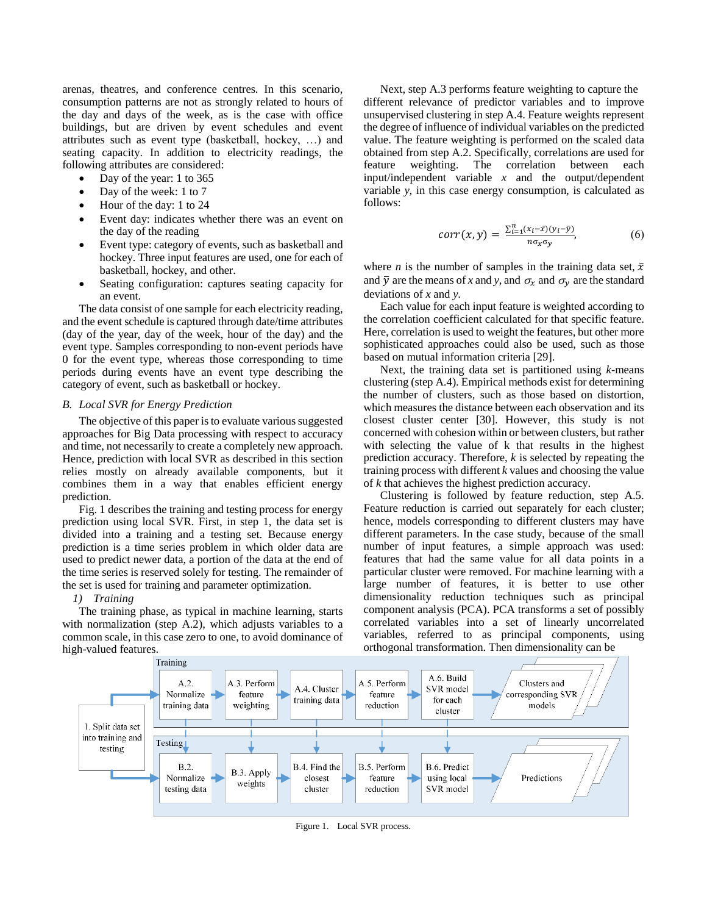arenas, theatres, and conference centres. In this scenario, consumption patterns are not as strongly related to hours of the day and days of the week, as is the case with office buildings, but are driven by event schedules and event attributes such as event type (basketball, hockey, …) and seating capacity. In addition to electricity readings, the following attributes are considered:

- Day of the year: 1 to 365
- Day of the week: 1 to 7
- Hour of the day: 1 to 24
- Event day: indicates whether there was an event on the day of the reading
- Event type: category of events, such as basketball and hockey. Three input features are used, one for each of basketball, hockey, and other.
- Seating configuration: captures seating capacity for an event.

The data consist of one sample for each electricity reading, and the event schedule is captured through date/time attributes (day of the year, day of the week, hour of the day) and the event type. Samples corresponding to non-event periods have 0 for the event type, whereas those corresponding to time periods during events have an event type describing the category of event, such as basketball or hockey.

### B. Local SVR for Energy Prediction

The objective of this paper is to evaluate various suggested approaches for Big Data processing with respect to accuracy and time, not necessarily to create a completely new approach. Hence, prediction with local SVR as described in this section relies mostly on already available components, but it combines them in a way that enables efficient energy prediction.

Fig. 1 describes the training and testing process for energy prediction using local SVR. First, in step 1, the data set is divided into a training and a testing set. Because energy prediction is a time series problem in which older data are used to predict newer data, a portion of the data at the end of the time series is reserved solely for testing. The remainder of the set is used for training and parameter optimization.

#### 1) Training

The training phase, as typical in machine learning, starts with normalization (step A.2), which adjusts variables to a common scale, in this case zero to one, to avoid dominance of high-valued features.

Next, step A.3 performs feature weighting to capture the different relevance of predictor variables and to improve unsupervised clustering in step A.4. Feature weights represent the degree of influence of individual variables on the predicted value. The feature weighting is performed on the scaled data obtained from step A.2. Specifically, correlations are used for feature weighting. The correlation between each input/independent variable *x* and the output/dependent variable *y*, in this case energy consumption, is calculated as follows:

$$corr(x, y) = \frac{\sum_{i=1}^{n}(x_i - \bar{x})(y_i - \bar{y})}{n\sigma_x\sigma_y}, \tag{6}$$

where *n* is the number of samples in the training data set, $\bar{x}$ and $\bar{y}$ are the means of *x* and *y*, and $\sigma_x$ and $\sigma_y$ are the standard deviations of *x* and *y*.

Each value for each input feature is weighted according to the correlation coefficient calculated for that specific feature. Here, correlation is used to weight the features, but other more sophisticated approaches could also be used, such as those based on mutual information criteria [29].

Next, the training data set is partitioned using *k*-means clustering (step A.4). Empirical methods exist for determining the number of clusters, such as those based on distortion, which measures the distance between each observation and its closest cluster center [30]. However, this study is not concerned with cohesion within or between clusters, but rather with selecting the value of k that results in the highest prediction accuracy. Therefore, *k* is selected by repeating the training process with different *k* values and choosing the value of *k* that achieves the highest prediction accuracy.

Clustering is followed by feature reduction, step A.5. Feature reduction is carried out separately for each cluster; hence, models corresponding to different clusters may have different parameters. In the case study, because of the small number of input features, a simple approach was used: features that had the same value for all data points in a particular cluster were removed. For machine learning with a large number of features, it is better to use other dimensionality reduction techniques such as principal component analysis (PCA). PCA transforms a set of possibly correlated variables into a set of linearly uncorrelated variables, referred to as principal components, using orthogonal transformation. Then dimensionality can be

Training: A.2. Normalize training data → A.3. Perform feature weighting → A.4. Cluster training data → A.5. Perform feature reduction → A.6. Build SVR model for each cluster → Clusters and corresponding SVR models

1. Split data set into training and testing

Testing: B.2. Normalize testing data → B.3. Apply weights → B.4. Find the closest cluster → B.5. Perform feature reduction → B.6. Predict using local SVR model → Predictions

Figure 1. Local SVR process.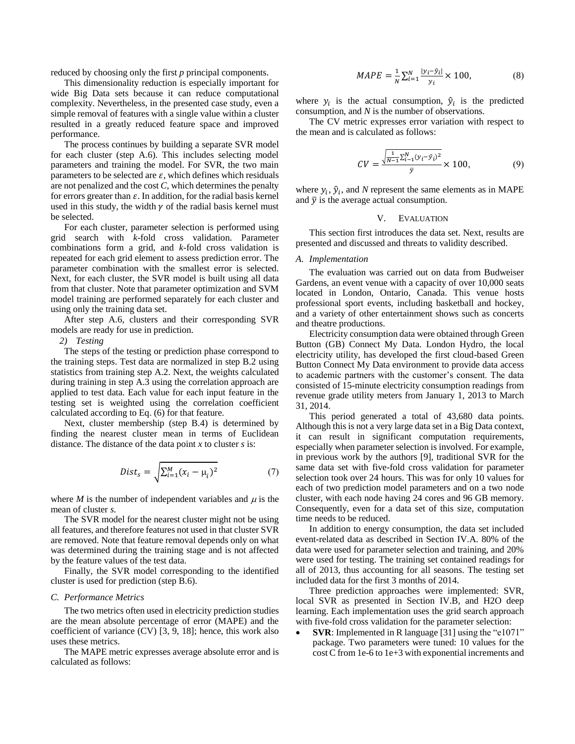reduced by choosing only the first *p* principal components.

This dimensionality reduction is especially important for wide Big Data sets because it can reduce computational complexity. Nevertheless, in the presented case study, even a simple removal of features with a single value within a cluster resulted in a greatly reduced feature space and improved performance.

The process continues by building a separate SVR model for each cluster (step A.6). This includes selecting model parameters and training the model. For SVR, the two main parameters to be selected are $\varepsilon$, which defines which residuals are not penalized and the cost *C*, which determines the penalty for errors greater than $\varepsilon$. In addition, for the radial basis kernel used in this study, the width $\gamma$ of the radial basis kernel must be selected.

For each cluster, parameter selection is performed using grid search with *k*-fold cross validation. Parameter combinations form a grid, and *k*-fold cross validation is repeated for each grid element to assess prediction error. The parameter combination with the smallest error is selected. Next, for each cluster, the SVR model is built using all data from that cluster. Note that parameter optimization and SVM model training are performed separately for each cluster and using only the training data set.

After step A.6, clusters and their corresponding SVR models are ready for use in prediction.

*2) Testing*

The steps of the testing or prediction phase correspond to the training steps. Test data are normalized in step B.2 using statistics from training step A.2. Next, the weights calculated during training in step A.3 using the correlation approach are applied to test data. Each value for each input feature in the testing set is weighted using the correlation coefficient calculated according to Eq. (6) for that feature.

Next, cluster membership (step B.4) is determined by finding the nearest cluster mean in terms of Euclidean distance. The distance of the data point *x* to cluster *s* is:

$$Dist_s = \sqrt{\sum_{i=1}^{M}(x_i - \mu_i)^2} \qquad (7)$$

where *M* is the number of independent variables and $\mu$ is the mean of cluster *s*.

The SVR model for the nearest cluster might not be using all features, and therefore features not used in that cluster SVR are removed. Note that feature removal depends only on what was determined during the training stage and is not affected by the feature values of the test data.

Finally, the SVR model corresponding to the identified cluster is used for prediction (step B.6).

### C. Performance Metrics

The two metrics often used in electricity prediction studies are the mean absolute percentage of error (MAPE) and the coefficient of variance (CV) [3, 9, 18]; hence, this work also uses these metrics.

The MAPE metric expresses average absolute error and is calculated as follows:

$$MAPE = \frac{1}{N}\sum_{i=1}^{N}\frac{|y_i - \hat{y}_i|}{y_i} \times 100, \qquad (8)$$

where $y_i$ is the actual consumption, $\hat{y}_i$ is the predicted consumption, and *N* is the number of observations.

The CV metric expresses error variation with respect to the mean and is calculated as follows:

$$CV = \frac{\sqrt{\frac{1}{N-1}\sum_{i=1}^{N}(y_i - \hat{y}_i)^2}}{\bar{y}} \times 100, \qquad (9)$$

where $y_i$, $\hat{y}_i$, and *N* represent the same elements as in MAPE and $\bar{y}$ is the average actual consumption.

## V. Evaluation

This section first introduces the data set. Next, results are presented and discussed and threats to validity described.

### A. Implementation

The evaluation was carried out on data from Budweiser Gardens, an event venue with a capacity of over 10,000 seats located in London, Ontario, Canada. This venue hosts professional sport events, including basketball and hockey, and a variety of other entertainment shows such as concerts and theatre productions.

Electricity consumption data were obtained through Green Button (GB) Connect My Data. London Hydro, the local electricity utility, has developed the first cloud-based Green Button Connect My Data environment to provide data access to academic partners with the customer's consent. The data consisted of 15-minute electricity consumption readings from revenue grade utility meters from January 1, 2013 to March 31, 2014.

This period generated a total of 43,680 data points. Although this is not a very large data set in a Big Data context, it can result in significant computation requirements, especially when parameter selection is involved. For example, in previous work by the authors [9], traditional SVR for the same data set with five-fold cross validation for parameter selection took over 24 hours. This was for only 10 values for each of two prediction model parameters and on a two node cluster, with each node having 24 cores and 96 GB memory. Consequently, even for a data set of this size, computation time needs to be reduced.

In addition to energy consumption, the data set included event-related data as described in Section IV.A. 80% of the data were used for parameter selection and training, and 20% were used for testing. The training set contained readings for all of 2013, thus accounting for all seasons. The testing set included data for the first 3 months of 2014.

Three prediction approaches were implemented: SVR, local SVR as presented in Section IV.B, and H2O deep learning. Each implementation uses the grid search approach with five-fold cross validation for the parameter selection:

- **SVR**: Implemented in R language [31] using the "e1071" package. Two parameters were tuned: 10 values for the cost C from 1e-6 to 1e+3 with exponential increments and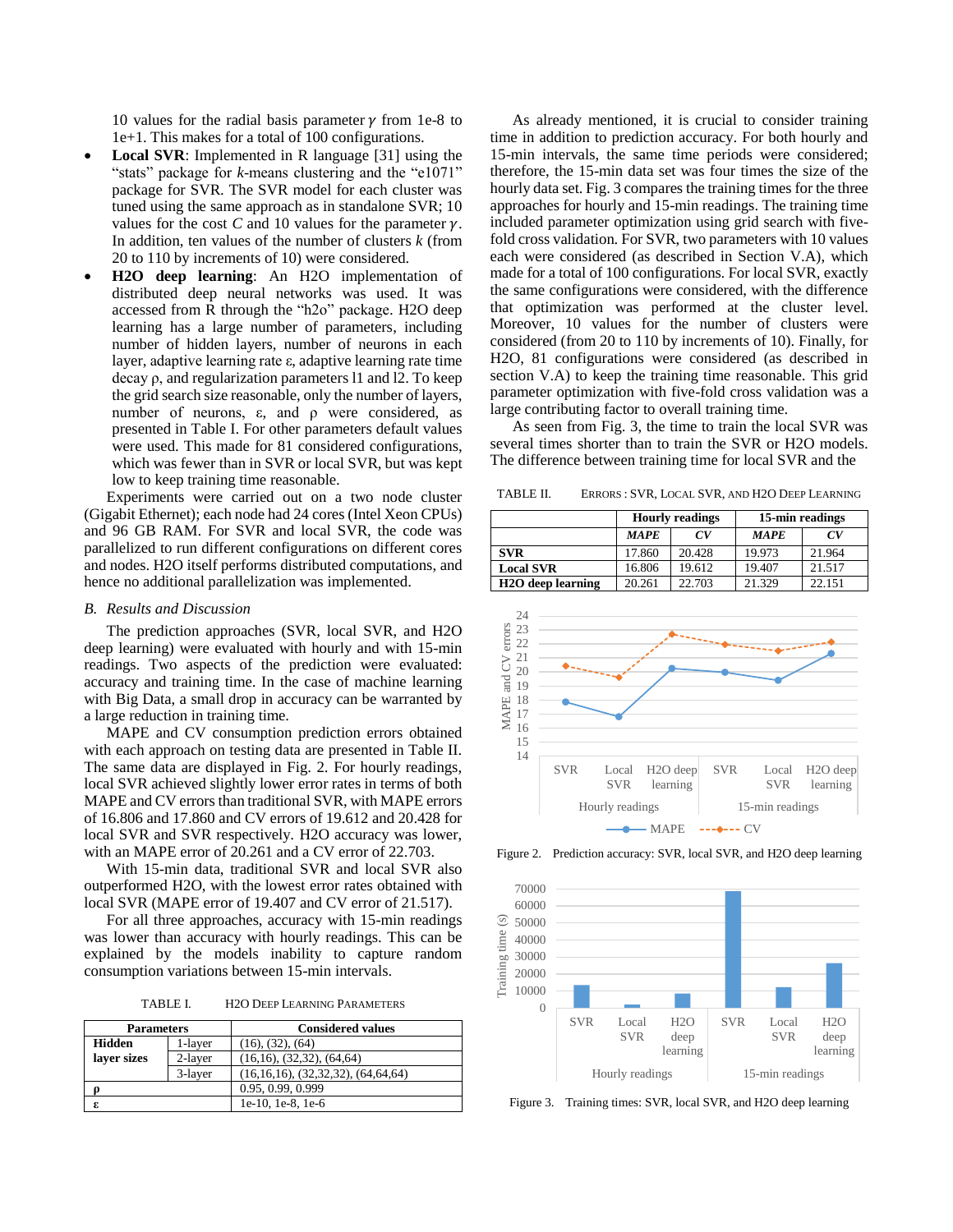10 values for the radial basis parameter $\gamma$ from 1e-8 to 1e+1. This makes for a total of 100 configurations.

- **Local SVR**: Implemented in R language [31] using the "stats" package for *k*-means clustering and the "e1071" package for SVR. The SVR model for each cluster was tuned using the same approach as in standalone SVR; 10 values for the cost $C$ and 10 values for the parameter $\gamma$. In addition, ten values of the number of clusters $k$ (from 20 to 110 by increments of 10) were considered.
- **H2O deep learning**: An H2O implementation of distributed deep neural networks was used. It was accessed from R through the "h2o" package. H2O deep learning has a large number of parameters, including number of hidden layers, number of neurons in each layer, adaptive learning rate ε, adaptive learning rate time decay ρ, and regularization parameters l1 and l2. To keep the grid search size reasonable, only the number of layers, number of neurons, ε, and ρ were considered, as presented in Table I. For other parameters default values were used. This made for 81 considered configurations, which was fewer than in SVR or local SVR, but was kept low to keep training time reasonable.

Experiments were carried out on a two node cluster (Gigabit Ethernet); each node had 24 cores (Intel Xeon CPUs) and 96 GB RAM. For SVR and local SVR, the code was parallelized to run different configurations on different cores and nodes. H2O itself performs distributed computations, and hence no additional parallelization was implemented.

### *B. Results and Discussion*

The prediction approaches (SVR, local SVR, and H2O deep learning) were evaluated with hourly and with 15-min readings. Two aspects of the prediction were evaluated: accuracy and training time. In the case of machine learning with Big Data, a small drop in accuracy can be warranted by a large reduction in training time.

MAPE and CV consumption prediction errors obtained with each approach on testing data are presented in Table II. The same data are displayed in Fig. 2. For hourly readings, local SVR achieved slightly lower error rates in terms of both MAPE and CV errors than traditional SVR, with MAPE errors of 16.806 and 17.860 and CV errors of 19.612 and 20.428 for local SVR and SVR respectively. H2O accuracy was lower, with an MAPE error of 20.261 and a CV error of 22.703.

With 15-min data, traditional SVR and local SVR also outperformed H2O, with the lowest error rates obtained with local SVR (MAPE error of 19.407 and CV error of 21.517).

For all three approaches, accuracy with 15-min readings was lower than accuracy with hourly readings. This can be explained by the models inability to capture random consumption variations between 15-min intervals.

TABLE I. H2O DEEP LEARNING PARAMETERS

| Parameters | | Considered values |
|---|---|---|
| **Hidden layer sizes** | 1-layer | (16), (32), (64) |
| | 2-layer | (16,16), (32,32), (64,64) |
| | 3-layer | (16,16,16), (32,32,32), (64,64,64) |
| **ρ** | | 0.95, 0.99, 0.999 |
| **ε** | | 1e-10, 1e-8, 1e-6 |

As already mentioned, it is crucial to consider training time in addition to prediction accuracy. For both hourly and 15-min intervals, the same time periods were considered; therefore, the 15-min data set was four times the size of the hourly data set. Fig. 3 compares the training times for the three approaches for hourly and 15-min readings. The training time included parameter optimization using grid search with five-fold cross validation. For SVR, two parameters with 10 values each were considered (as described in Section V.A), which made for a total of 100 configurations. For local SVR, exactly the same configurations were considered, with the difference that optimization was performed at the cluster level. Moreover, 10 values for the number of clusters were considered (from 20 to 110 by increments of 10). Finally, for H2O, 81 configurations were considered (as described in section V.A) to keep the training time reasonable. This grid parameter optimization with five-fold cross validation was a large contributing factor to overall training time.

As seen from Fig. 3, the time to train the local SVR was several times shorter than to train the SVR or H2O models. The difference between training time for local SVR and the

TABLE II. ERRORS : SVR, LOCAL SVR, AND H2O DEEP LEARNING

| | Hourly readings | | 15-min readings | |
|---|---|---|---|---|
| | ***MAPE*** | ***CV*** | ***MAPE*** | ***CV*** |
| **SVR** | 17.860 | 20.428 | 19.973 | 21.964 |
| **Local SVR** | 16.806 | 19.612 | 19.407 | 21.517 |
| **H2O deep learning** | 20.261 | 22.703 | 21.329 | 22.151 |

Figure 2. Prediction accuracy: SVR, local SVR, and H2O deep learning

Figure 3. Training times: SVR, local SVR, and H2O deep learning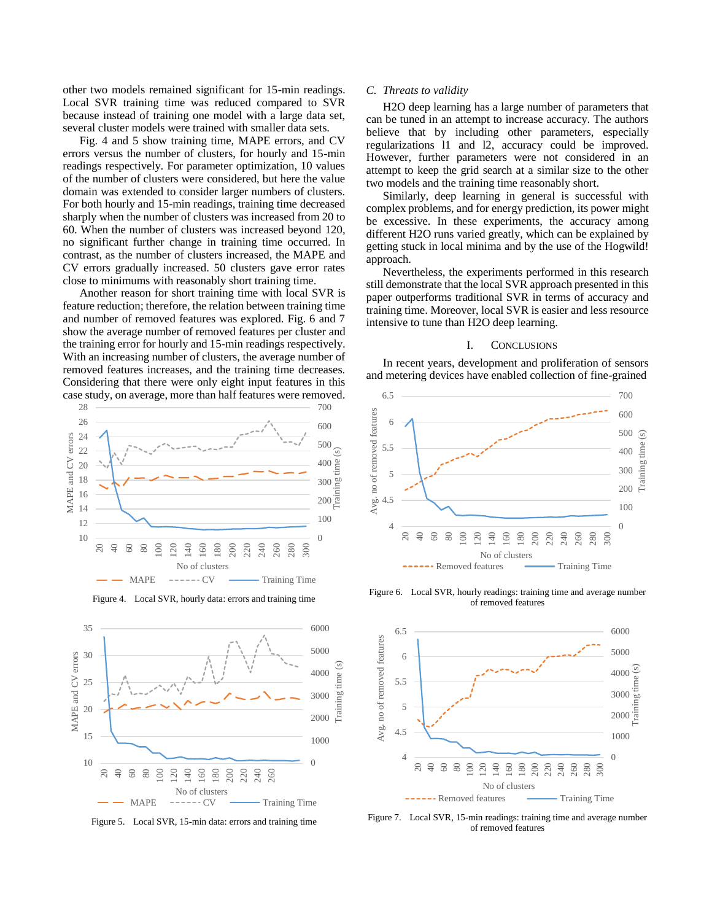other two models remained significant for 15-min readings. Local SVR training time was reduced compared to SVR because instead of training one model with a large data set, several cluster models were trained with smaller data sets.

Fig. 4 and 5 show training time, MAPE errors, and CV errors versus the number of clusters, for hourly and 15-min readings respectively. For parameter optimization, 10 values of the number of clusters were considered, but here the value domain was extended to consider larger numbers of clusters. For both hourly and 15-min readings, training time decreased sharply when the number of clusters was increased from 20 to 60. When the number of clusters was increased beyond 120, no significant further change in training time occurred. In contrast, as the number of clusters increased, the MAPE and CV errors gradually increased. 50 clusters gave error rates close to minimums with reasonably short training time.

Another reason for short training time with local SVR is feature reduction; therefore, the relation between training time and number of removed features was explored. Fig. 6 and 7 show the average number of removed features per cluster and the training error for hourly and 15-min readings respectively. With an increasing number of clusters, the average number of removed features increases, and the training time decreases. Considering that there were only eight input features in this case study, on average, more than half features were removed.

Figure 4. Local SVR, hourly data: errors and training time

Figure 5. Local SVR, 15-min data: errors and training time

### C. Threats to validity

H2O deep learning has a large number of parameters that can be tuned in an attempt to increase accuracy. The authors believe that by including other parameters, especially regularizations l1 and l2, accuracy could be improved. However, further parameters were not considered in an attempt to keep the grid search at a similar size to the other two models and the training time reasonably short.

Similarly, deep learning in general is successful with complex problems, and for energy prediction, its power might be excessive. In these experiments, the accuracy among different H2O runs varied greatly, which can be explained by getting stuck in local minima and by the use of the Hogwild! approach.

Nevertheless, the experiments performed in this research still demonstrate that the local SVR approach presented in this paper outperforms traditional SVR in terms of accuracy and training time. Moreover, local SVR is easier and less resource intensive to tune than H2O deep learning.

## I. Conclusions

In recent years, development and proliferation of sensors and metering devices have enabled collection of fine-grained

Figure 6. Local SVR, hourly readings: training time and average number of removed features

Figure 7. Local SVR, 15-min readings: training time and average number of removed features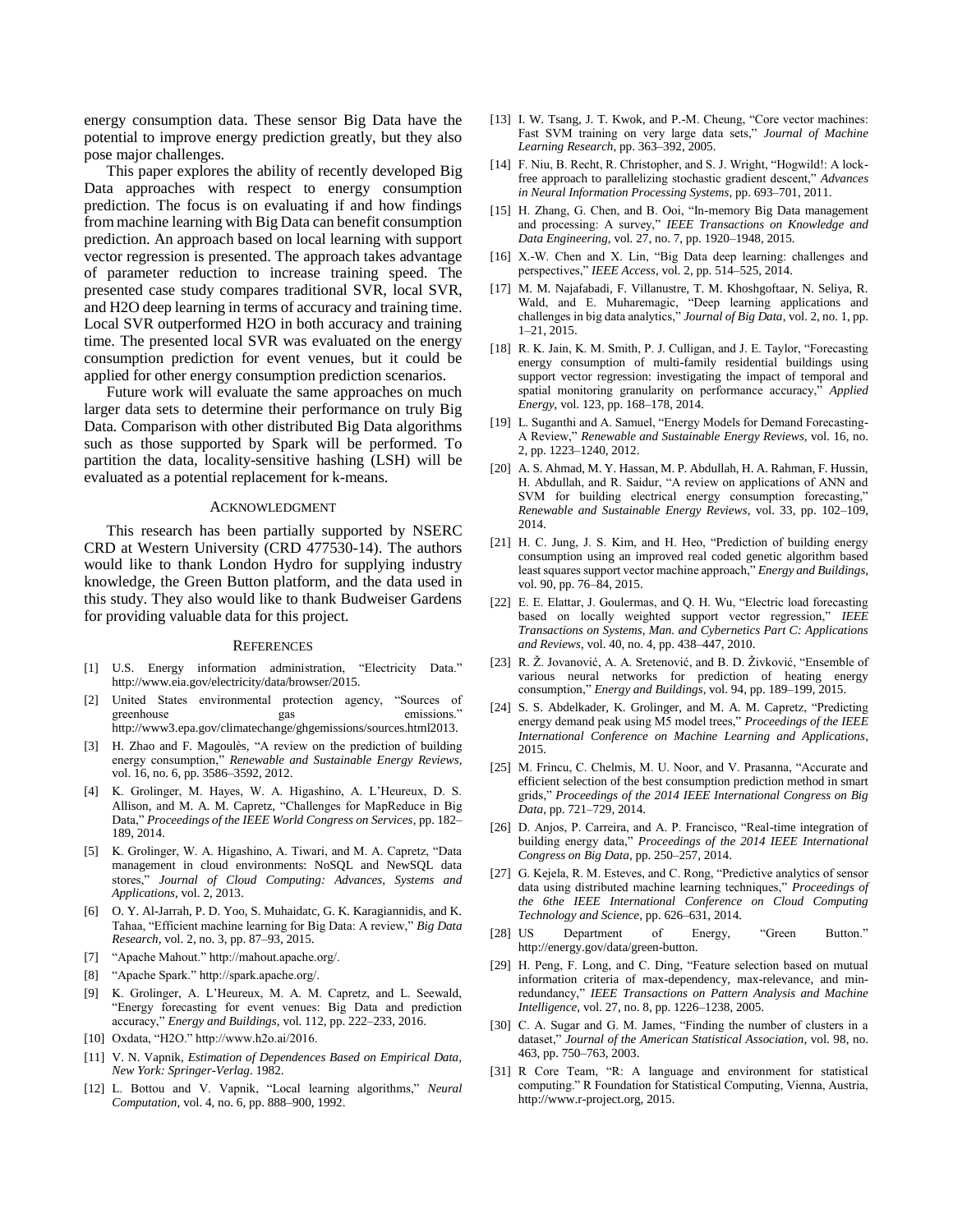energy consumption data. These sensor Big Data have the potential to improve energy prediction greatly, but they also pose major challenges.

This paper explores the ability of recently developed Big Data approaches with respect to energy consumption prediction. The focus is on evaluating if and how findings from machine learning with Big Data can benefit consumption prediction. An approach based on local learning with support vector regression is presented. The approach takes advantage of parameter reduction to increase training speed. The presented case study compares traditional SVR, local SVR, and H2O deep learning in terms of accuracy and training time. Local SVR outperformed H2O in both accuracy and training time. The presented local SVR was evaluated on the energy consumption prediction for event venues, but it could be applied for other energy consumption prediction scenarios.

Future work will evaluate the same approaches on much larger data sets to determine their performance on truly Big Data. Comparison with other distributed Big Data algorithms such as those supported by Spark will be performed. To partition the data, locality-sensitive hashing (LSH) will be evaluated as a potential replacement for k-means.

## Acknowledgment

This research has been partially supported by NSERC CRD at Western University (CRD 477530-14). The authors would like to thank London Hydro for supplying industry knowledge, the Green Button platform, and the data used in this study. They also would like to thank Budweiser Gardens for providing valuable data for this project.

## References

[1] U.S. Energy information administration, "Electricity Data." http://www.eia.gov/electricity/data/browser/2015.

[2] United States environmental protection agency, "Sources of greenhouse gas emissions." http://www3.epa.gov/climatechange/ghgemissions/sources.html2013.

[3] H. Zhao and F. Magoulès, "A review on the prediction of building energy consumption," *Renewable and Sustainable Energy Reviews*, vol. 16, no. 6, pp. 3586–3592, 2012.

[4] K. Grolinger, M. Hayes, W. A. Higashino, A. L'Heureux, D. S. Allison, and M. A. M. Capretz, "Challenges for MapReduce in Big Data," *Proceedings of the IEEE World Congress on Services*, pp. 182–189, 2014.

[5] K. Grolinger, W. A. Higashino, A. Tiwari, and M. A. Capretz, "Data management in cloud environments: NoSQL and NewSQL data stores," *Journal of Cloud Computing: Advances, Systems and Applications*, vol. 2, 2013.

[6] O. Y. Al-Jarrah, P. D. Yoo, S. Muhaidatc, G. K. Karagiannidis, and K. Tahaa, "Efficient machine learning for Big Data: A review," *Big Data Research*, vol. 2, no. 3, pp. 87–93, 2015.

[7] "Apache Mahout." http://mahout.apache.org/.

[8] "Apache Spark." http://spark.apache.org/.

[9] K. Grolinger, A. L'Heureux, M. A. M. Capretz, and L. Seewald, "Energy forecasting for event venues: Big Data and prediction accuracy," *Energy and Buildings*, vol. 112, pp. 222–233, 2016.

[10] Oxdata, "H2O." http://www.h2o.ai/2016.

[11] V. N. Vapnik, *Estimation of Dependences Based on Empirical Data, New York: Springer-Verlag*. 1982.

[12] L. Bottou and V. Vapnik, "Local learning algorithms," *Neural Computation*, vol. 4, no. 6, pp. 888–900, 1992.

[13] I. W. Tsang, J. T. Kwok, and P.-M. Cheung, "Core vector machines: Fast SVM training on very large data sets," *Journal of Machine Learning Research*, pp. 363–392, 2005.

[14] F. Niu, B. Recht, R. Christopher, and S. J. Wright, "Hogwild!: A lock-free approach to parallelizing stochastic gradient descent," *Advances in Neural Information Processing Systems*, pp. 693–701, 2011.

[15] H. Zhang, G. Chen, and B. Ooi, "In-memory Big Data management and processing: A survey," *IEEE Transactions on Knowledge and Data Engineering*, vol. 27, no. 7, pp. 1920–1948, 2015.

[16] X.-W. Chen and X. Lin, "Big Data deep learning: challenges and perspectives," *IEEE Access*, vol. 2, pp. 514–525, 2014.

[17] M. M. Najafabadi, F. Villanustre, T. M. Khoshgoftaar, N. Seliya, R. Wald, and E. Muharemagic, "Deep learning applications and challenges in big data analytics," *Journal of Big Data*, vol. 2, no. 1, pp. 1–21, 2015.

[18] R. K. Jain, K. M. Smith, P. J. Culligan, and J. E. Taylor, "Forecasting energy consumption of multi-family residential buildings using support vector regression: investigating the impact of temporal and spatial monitoring granularity on performance accuracy," *Applied Energy*, vol. 123, pp. 168–178, 2014.

[19] L. Suganthi and A. Samuel, "Energy Models for Demand Forecasting-A Review," *Renewable and Sustainable Energy Reviews*, vol. 16, no. 2, pp. 1223–1240, 2012.

[20] A. S. Ahmad, M. Y. Hassan, M. P. Abdullah, H. A. Rahman, F. Hussin, H. Abdullah, and R. Saidur, "A review on applications of ANN and SVM for building electrical energy consumption forecasting," *Renewable and Sustainable Energy Reviews*, vol. 33, pp. 102–109, 2014.

[21] H. C. Jung, J. S. Kim, and H. Heo, "Prediction of building energy consumption using an improved real coded genetic algorithm based least squares support vector machine approach," *Energy and Buildings*, vol. 90, pp. 76–84, 2015.

[22] E. E. Elattar, J. Goulermas, and Q. H. Wu, "Electric load forecasting based on locally weighted support vector regression," *IEEE Transactions on Systems, Man. and Cybernetics Part C: Applications and Reviews*, vol. 40, no. 4, pp. 438–447, 2010.

[23] R. Ž. Jovanović, A. A. Sretenović, and B. D. Živković, "Ensemble of various neural networks for prediction of heating energy consumption," *Energy and Buildings*, vol. 94, pp. 189–199, 2015.

[24] S. S. Abdelkader, K. Grolinger, and M. A. M. Capretz, "Predicting energy demand peak using M5 model trees," *Proceedings of the IEEE International Conference on Machine Learning and Applications*, 2015.

[25] M. Frincu, C. Chelmis, M. U. Noor, and V. Prasanna, "Accurate and efficient selection of the best consumption prediction method in smart grids," *Proceedings of the 2014 IEEE International Congress on Big Data*, pp. 721–729, 2014.

[26] D. Anjos, P. Carreira, and A. P. Francisco, "Real-time integration of building energy data," *Proceedings of the 2014 IEEE International Congress on Big Data*, pp. 250–257, 2014.

[27] G. Kejela, R. M. Esteves, and C. Rong, "Predictive analytics of sensor data using distributed machine learning techniques," *Proceedings of the 6the IEEE International Conference on Cloud Computing Technology and Science*, pp. 626–631, 2014.

[28] US Department of Energy, "Green Button." http://energy.gov/data/green-button.

[29] H. Peng, F. Long, and C. Ding, "Feature selection based on mutual information criteria of max-dependency, max-relevance, and min-redundancy," *IEEE Transactions on Pattern Analysis and Machine Intelligence*, vol. 27, no. 8, pp. 1226–1238, 2005.

[30] C. A. Sugar and G. M. James, "Finding the number of clusters in a dataset," *Journal of the American Statistical Association*, vol. 98, no. 463, pp. 750–763, 2003.

[31] R Core Team, "R: A language and environment for statistical computing." R Foundation for Statistical Computing, Vienna, Austria, http://www.r-project.org, 2015.